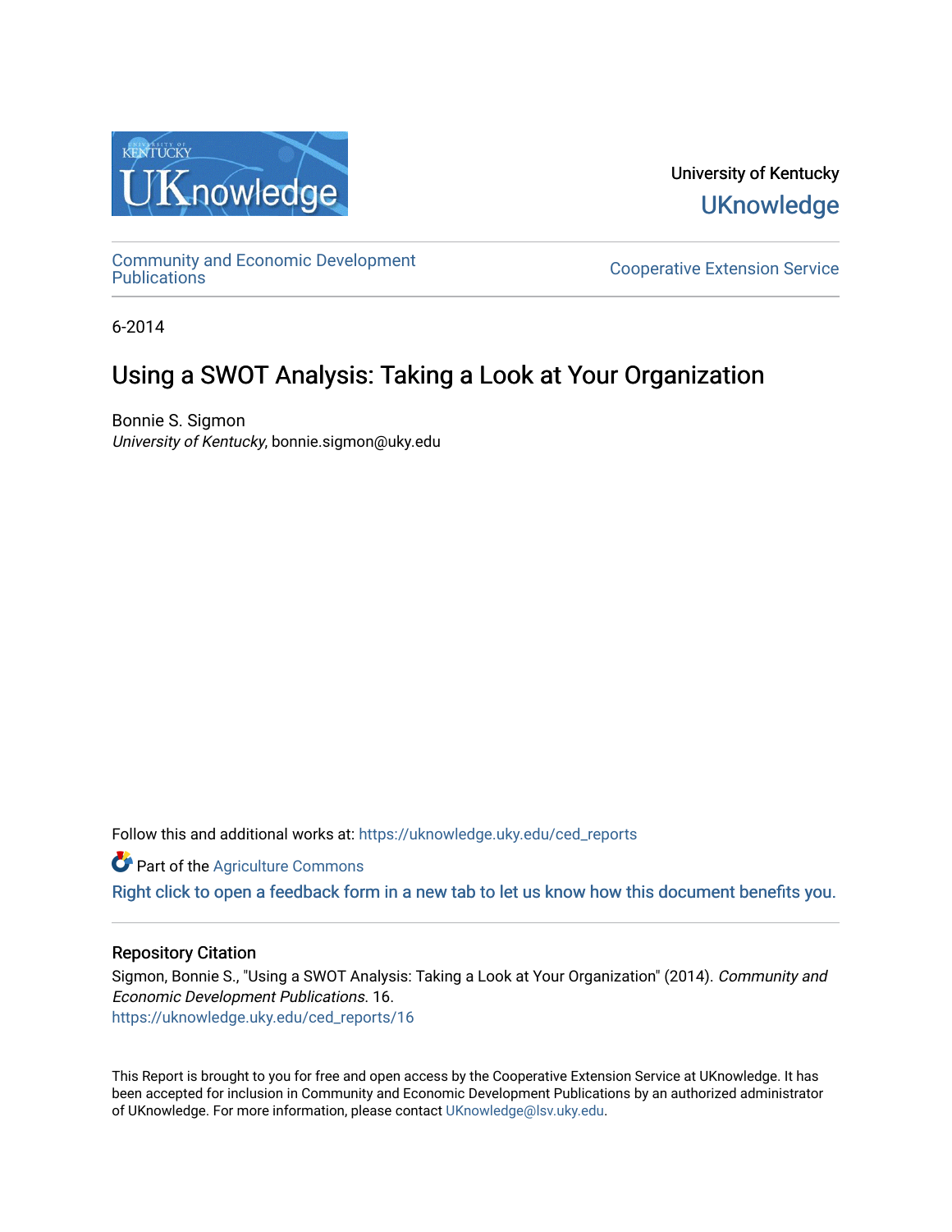University of Kentucky
UKnowledge

Community and Economic Development Publications

Cooperative Extension Service

6-2014

# Using a SWOT Analysis: Taking a Look at Your Organization

Bonnie S. Sigmon
*University of Kentucky*, bonnie.sigmon@uky.edu

Follow this and additional works at: https://uknowledge.uky.edu/ced_reports

Part of the Agriculture Commons

Right click to open a feedback form in a new tab to let us know how this document benefits you.

## Repository Citation

Sigmon, Bonnie S., "Using a SWOT Analysis: Taking a Look at Your Organization" (2014). *Community and Economic Development Publications*. 16.
https://uknowledge.uky.edu/ced_reports/16

This Report is brought to you for free and open access by the Cooperative Extension Service at UKnowledge. It has been accepted for inclusion in Community and Economic Development Publications by an authorized administrator of UKnowledge. For more information, please contact UKnowledge@lsv.uky.edu.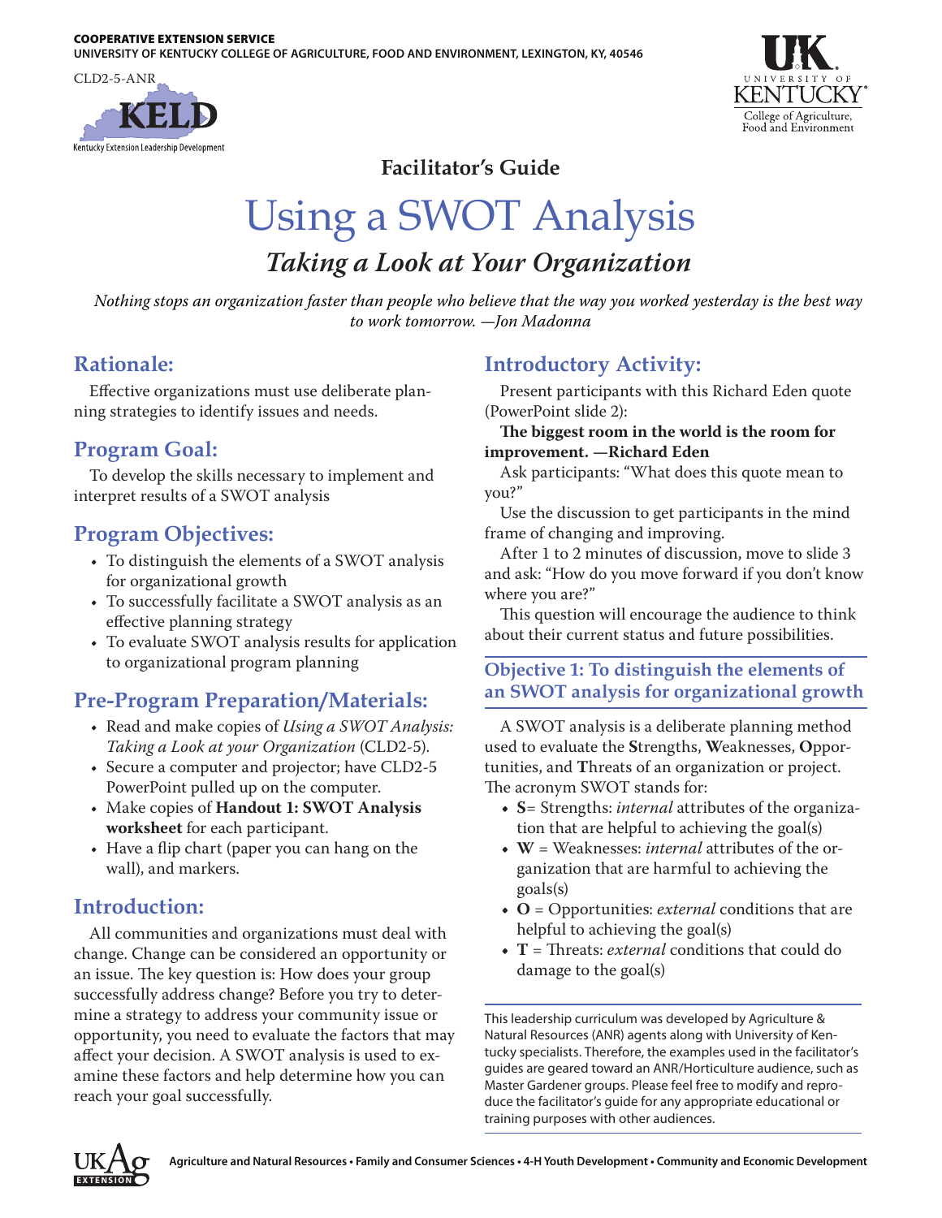COOPERATIVE EXTENSION SERVICE
UNIVERSITY OF KENTUCKY COLLEGE OF AGRICULTURE, FOOD AND ENVIRONMENT, LEXINGTON, KY, 40546

CLD2-5-ANR

**Facilitator's Guide**

# Using a SWOT Analysis

## *Taking a Look at Your Organization*

*Nothing stops an organization faster than people who believe that the way you worked yesterday is the best way to work tomorrow. —Jon Madonna*

## Rationale:

Effective organizations must use deliberate planning strategies to identify issues and needs.

## Program Goal:

To develop the skills necessary to implement and interpret results of a SWOT analysis

## Program Objectives:

- To distinguish the elements of a SWOT analysis for organizational growth
- To successfully facilitate a SWOT analysis as an effective planning strategy
- To evaluate SWOT analysis results for application to organizational program planning

## Pre-Program Preparation/Materials:

- Read and make copies of *Using a SWOT Analysis: Taking a Look at your Organization* (CLD2-5).
- Secure a computer and projector; have CLD2-5 PowerPoint pulled up on the computer.
- Make copies of **Handout 1: SWOT Analysis worksheet** for each participant.
- Have a flip chart (paper you can hang on the wall), and markers.

## Introduction:

All communities and organizations must deal with change. Change can be considered an opportunity or an issue. The key question is: How does your group successfully address change? Before you try to determine a strategy to address your community issue or opportunity, you need to evaluate the factors that may affect your decision. A SWOT analysis is used to examine these factors and help determine how you can reach your goal successfully.

## Introductory Activity:

Present participants with this Richard Eden quote (PowerPoint slide 2):

**The biggest room in the world is the room for improvement. —Richard Eden**

Ask participants: "What does this quote mean to you?"

Use the discussion to get participants in the mind frame of changing and improving.

After 1 to 2 minutes of discussion, move to slide 3 and ask: "How do you move forward if you don't know where you are?"

This question will encourage the audience to think about their current status and future possibilities.

### Objective 1: To distinguish the elements of an SWOT analysis for organizational growth

A SWOT analysis is a deliberate planning method used to evaluate the **S**trengths, **W**eaknesses, **O**pportunities, and **T**hreats of an organization or project. The acronym SWOT stands for:

- **S**= Strengths: *internal* attributes of the organization that are helpful to achieving the goal(s)
- **W** = Weaknesses: *internal* attributes of the organization that are harmful to achieving the goals(s)
- **O** = Opportunities: *external* conditions that are helpful to achieving the goal(s)
- **T** = Threats: *external* conditions that could do damage to the goal(s)

This leadership curriculum was developed by Agriculture & Natural Resources (ANR) agents along with University of Kentucky specialists. Therefore, the examples used in the facilitator's guides are geared toward an ANR/Horticulture audience, such as Master Gardener groups. Please feel free to modify and reproduce the facilitator's guide for any appropriate educational or training purposes with other audiences.

Agriculture and Natural Resources • Family and Consumer Sciences • 4-H Youth Development • Community and Economic Development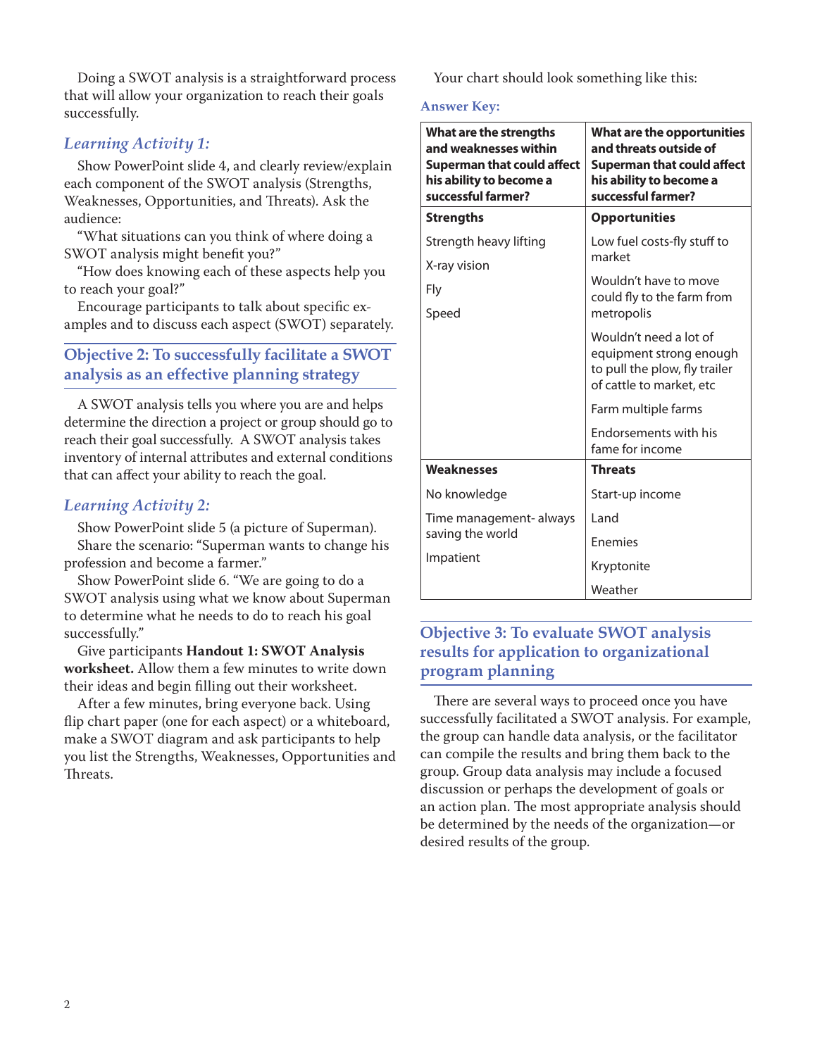Doing a SWOT analysis is a straightforward process that will allow your organization to reach their goals successfully.

### *Learning Activity 1:*

Show PowerPoint slide 4, and clearly review/explain each component of the SWOT analysis (Strengths, Weaknesses, Opportunities, and Threats). Ask the audience:

"What situations can you think of where doing a SWOT analysis might benefit you?"

"How does knowing each of these aspects help you to reach your goal?"

Encourage participants to talk about specific examples and to discuss each aspect (SWOT) separately.

## Objective 2: To successfully facilitate a SWOT analysis as an effective planning strategy

A SWOT analysis tells you where you are and helps determine the direction a project or group should go to reach their goal successfully. A SWOT analysis takes inventory of internal attributes and external conditions that can affect your ability to reach the goal.

### *Learning Activity 2:*

Show PowerPoint slide 5 (a picture of Superman).

Share the scenario: "Superman wants to change his profession and become a farmer."

Show PowerPoint slide 6. "We are going to do a SWOT analysis using what we know about Superman to determine what he needs to do to reach his goal successfully."

Give participants **Handout 1: SWOT Analysis worksheet.** Allow them a few minutes to write down their ideas and begin filling out their worksheet.

After a few minutes, bring everyone back. Using flip chart paper (one for each aspect) or a whiteboard, make a SWOT diagram and ask participants to help you list the Strengths, Weaknesses, Opportunities and Threats.

Your chart should look something like this:

**Answer Key:**

| What are the strengths and weaknesses within Superman that could affect his ability to become a successful farmer? | What are the opportunities and threats outside of Superman that could affect his ability to become a successful farmer? |
|---|---|
| **Strengths** | **Opportunities** |
| Strength heavy lifting<br>X-ray vision<br>Fly<br>Speed | Low fuel costs-fly stuff to market<br>Wouldn't have to move could fly to the farm from metropolis<br>Wouldn't need a lot of equipment strong enough to pull the plow, fly trailer of cattle to market, etc<br>Farm multiple farms<br>Endorsements with his fame for income |
| **Weaknesses** | **Threats** |
| No knowledge<br>Time management- always saving the world<br>Impatient | Start-up income<br>Land<br>Enemies<br>Kryptonite<br>Weather |

## Objective 3: To evaluate SWOT analysis results for application to organizational program planning

There are several ways to proceed once you have successfully facilitated a SWOT analysis. For example, the group can handle data analysis, or the facilitator can compile the results and bring them back to the group. Group data analysis may include a focused discussion or perhaps the development of goals or an action plan. The most appropriate analysis should be determined by the needs of the organization—or desired results of the group.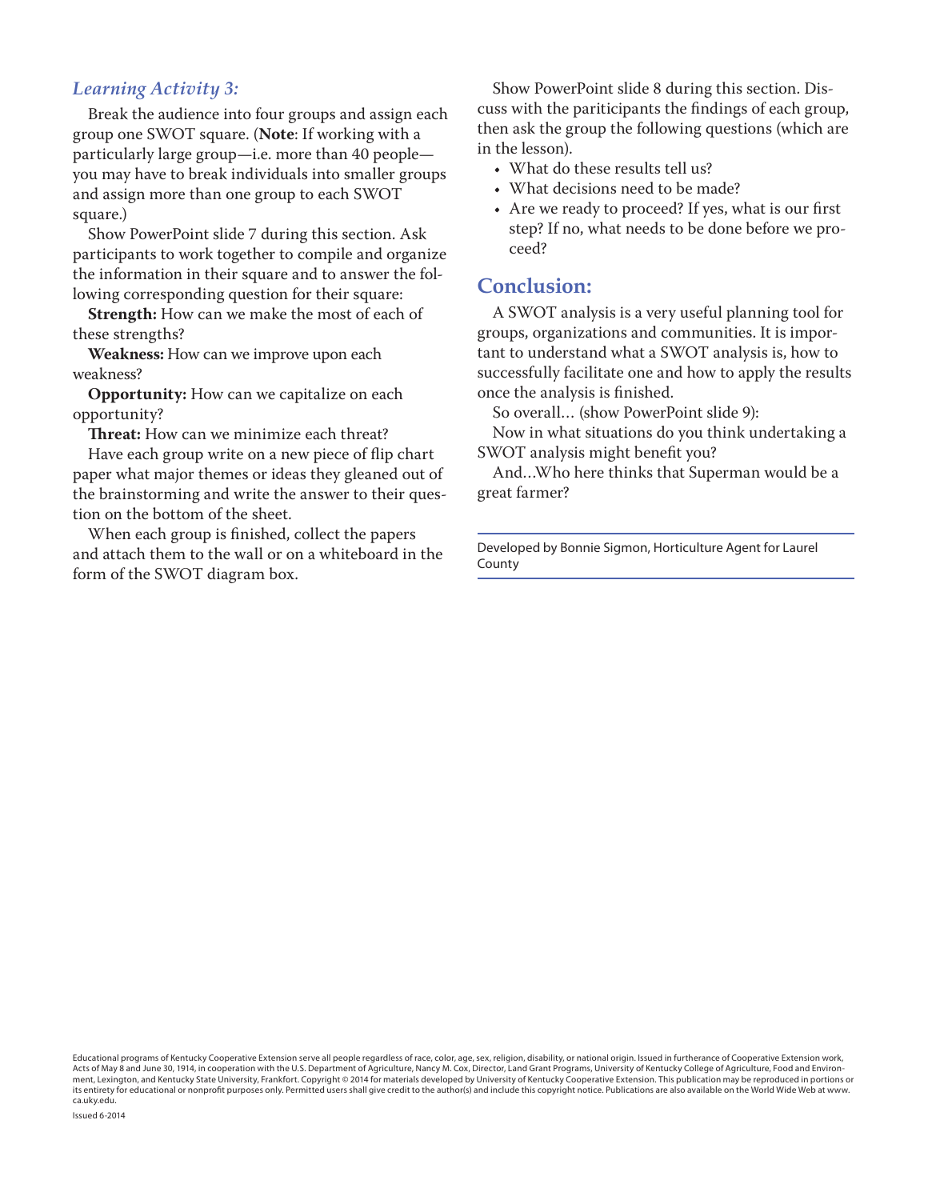### *Learning Activity 3:*

Break the audience into four groups and assign each group one SWOT square. (**Note**: If working with a particularly large group—i.e. more than 40 people—you may have to break individuals into smaller groups and assign more than one group to each SWOT square.)

Show PowerPoint slide 7 during this section. Ask participants to work together to compile and organize the information in their square and to answer the following corresponding question for their square:

**Strength:** How can we make the most of each of these strengths?

**Weakness:** How can we improve upon each weakness?

**Opportunity:** How can we capitalize on each opportunity?

**Threat:** How can we minimize each threat?

Have each group write on a new piece of flip chart paper what major themes or ideas they gleaned out of the brainstorming and write the answer to their question on the bottom of the sheet.

When each group is finished, collect the papers and attach them to the wall or on a whiteboard in the form of the SWOT diagram box.

Show PowerPoint slide 8 during this section. Discuss with the pariticipants the findings of each group, then ask the group the following questions (which are in the lesson).

- What do these results tell us?
- What decisions need to be made?
- Are we ready to proceed? If yes, what is our first step? If no, what needs to be done before we proceed?

## Conclusion:

A SWOT analysis is a very useful planning tool for groups, organizations and communities. It is important to understand what a SWOT analysis is, how to successfully facilitate one and how to apply the results once the analysis is finished.

So overall… (show PowerPoint slide 9):

Now in what situations do you think undertaking a SWOT analysis might benefit you?

And…Who here thinks that Superman would be a great farmer?

Developed by Bonnie Sigmon, Horticulture Agent for Laurel County

Educational programs of Kentucky Cooperative Extension serve all people regardless of race, color, age, sex, religion, disability, or national origin. Issued in furtherance of Cooperative Extension work, Acts of May 8 and June 30, 1914, in cooperation with the U.S. Department of Agriculture, Nancy M. Cox, Director, Land Grant Programs, University of Kentucky College of Agriculture, Food and Environment, Lexington, and Kentucky State University, Frankfort. Copyright © 2014 for materials developed by University of Kentucky Cooperative Extension. This publication may be reproduced in portions or its entirety for educational or nonprofit purposes only. Permitted users shall give credit to the author(s) and include this copyright notice. Publications are also available on the World Wide Web at www.ca.uky.edu.

Issued 6-2014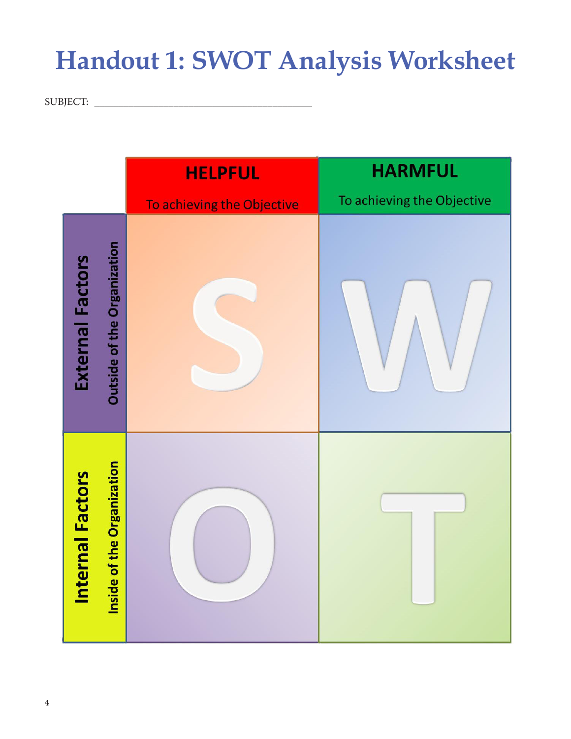# Handout 1: SWOT Analysis Worksheet

SUBJECT: ____________________________________________

| | HELPFUL<br>To achieving the Objective | HARMFUL<br>To achieving the Objective |
|---|---|---|
| **External Factors**<br>Outside of the Organization | S | W |
| **Internal Factors**<br>Inside of the Organization | O | T |